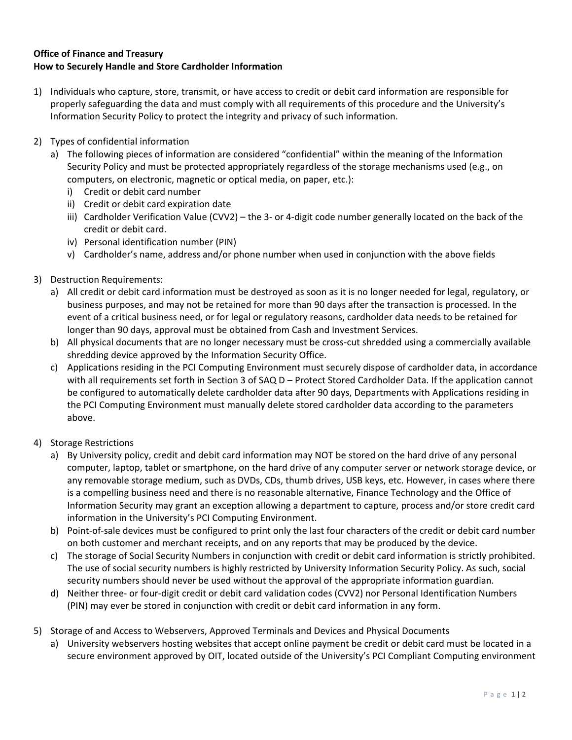**Office of Finance and Treasury**
**How to Securely Handle and Store Cardholder Information**

1) Individuals who capture, store, transmit, or have access to credit or debit card information are responsible for properly safeguarding the data and must comply with all requirements of this procedure and the University's Information Security Policy to protect the integrity and privacy of such information.

2) Types of confidential information
   a) The following pieces of information are considered "confidential" within the meaning of the Information Security Policy and must be protected appropriately regardless of the storage mechanisms used (e.g., on computers, on electronic, magnetic or optical media, on paper, etc.):
      i) Credit or debit card number
      ii) Credit or debit card expiration date
      iii) Cardholder Verification Value (CVV2) – the 3- or 4-digit code number generally located on the back of the credit or debit card.
      iv) Personal identification number (PIN)
      v) Cardholder's name, address and/or phone number when used in conjunction with the above fields

3) Destruction Requirements:
   a) All credit or debit card information must be destroyed as soon as it is no longer needed for legal, regulatory, or business purposes, and may not be retained for more than 90 days after the transaction is processed. In the event of a critical business need, or for legal or regulatory reasons, cardholder data needs to be retained for longer than 90 days, approval must be obtained from Cash and Investment Services.
   b) All physical documents that are no longer necessary must be cross-cut shredded using a commercially available shredding device approved by the Information Security Office.
   c) Applications residing in the PCI Computing Environment must securely dispose of cardholder data, in accordance with all requirements set forth in Section 3 of SAQ D – Protect Stored Cardholder Data. If the application cannot be configured to automatically delete cardholder data after 90 days, Departments with Applications residing in the PCI Computing Environment must manually delete stored cardholder data according to the parameters above.

4) Storage Restrictions
   a) By University policy, credit and debit card information may NOT be stored on the hard drive of any personal computer, laptop, tablet or smartphone, on the hard drive of any computer server or network storage device, or any removable storage medium, such as DVDs, CDs, thumb drives, USB keys, etc. However, in cases where there is a compelling business need and there is no reasonable alternative, Finance Technology and the Office of Information Security may grant an exception allowing a department to capture, process and/or store credit card information in the University's PCI Computing Environment.
   b) Point-of-sale devices must be configured to print only the last four characters of the credit or debit card number on both customer and merchant receipts, and on any reports that may be produced by the device.
   c) The storage of Social Security Numbers in conjunction with credit or debit card information is strictly prohibited. The use of social security numbers is highly restricted by University Information Security Policy. As such, social security numbers should never be used without the approval of the appropriate information guardian.
   d) Neither three- or four-digit credit or debit card validation codes (CVV2) nor Personal Identification Numbers (PIN) may ever be stored in conjunction with credit or debit card information in any form.

5) Storage of and Access to Webservers, Approved Terminals and Devices and Physical Documents
   a) University webservers hosting websites that accept online payment be credit or debit card must be located in a secure environment approved by OIT, located outside of the University's PCI Compliant Computing environment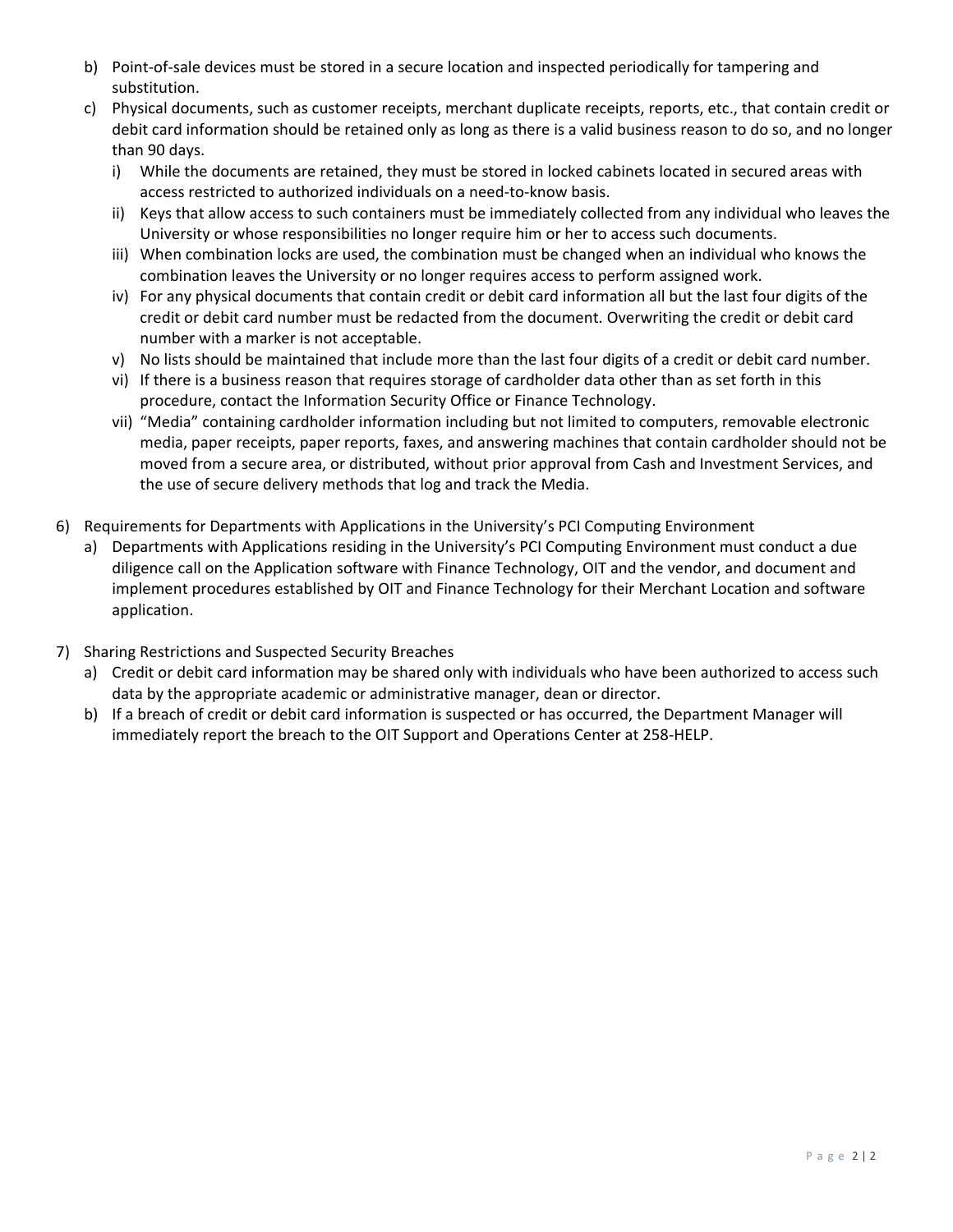b) Point-of-sale devices must be stored in a secure location and inspected periodically for tampering and substitution.

c) Physical documents, such as customer receipts, merchant duplicate receipts, reports, etc., that contain credit or debit card information should be retained only as long as there is a valid business reason to do so, and no longer than 90 days.

   i) While the documents are retained, they must be stored in locked cabinets located in secured areas with access restricted to authorized individuals on a need-to-know basis.

   ii) Keys that allow access to such containers must be immediately collected from any individual who leaves the University or whose responsibilities no longer require him or her to access such documents.

   iii) When combination locks are used, the combination must be changed when an individual who knows the combination leaves the University or no longer requires access to perform assigned work.

   iv) For any physical documents that contain credit or debit card information all but the last four digits of the credit or debit card number must be redacted from the document. Overwriting the credit or debit card number with a marker is not acceptable.

   v) No lists should be maintained that include more than the last four digits of a credit or debit card number.

   vi) If there is a business reason that requires storage of cardholder data other than as set forth in this procedure, contact the Information Security Office or Finance Technology.

   vii) "Media" containing cardholder information including but not limited to computers, removable electronic media, paper receipts, paper reports, faxes, and answering machines that contain cardholder should not be moved from a secure area, or distributed, without prior approval from Cash and Investment Services, and the use of secure delivery methods that log and track the Media.

6) Requirements for Departments with Applications in the University's PCI Computing Environment

   a) Departments with Applications residing in the University's PCI Computing Environment must conduct a due diligence call on the Application software with Finance Technology, OIT and the vendor, and document and implement procedures established by OIT and Finance Technology for their Merchant Location and software application.

7) Sharing Restrictions and Suspected Security Breaches

   a) Credit or debit card information may be shared only with individuals who have been authorized to access such data by the appropriate academic or administrative manager, dean or director.

   b) If a breach of credit or debit card information is suspected or has occurred, the Department Manager will immediately report the breach to the OIT Support and Operations Center at 258-HELP.